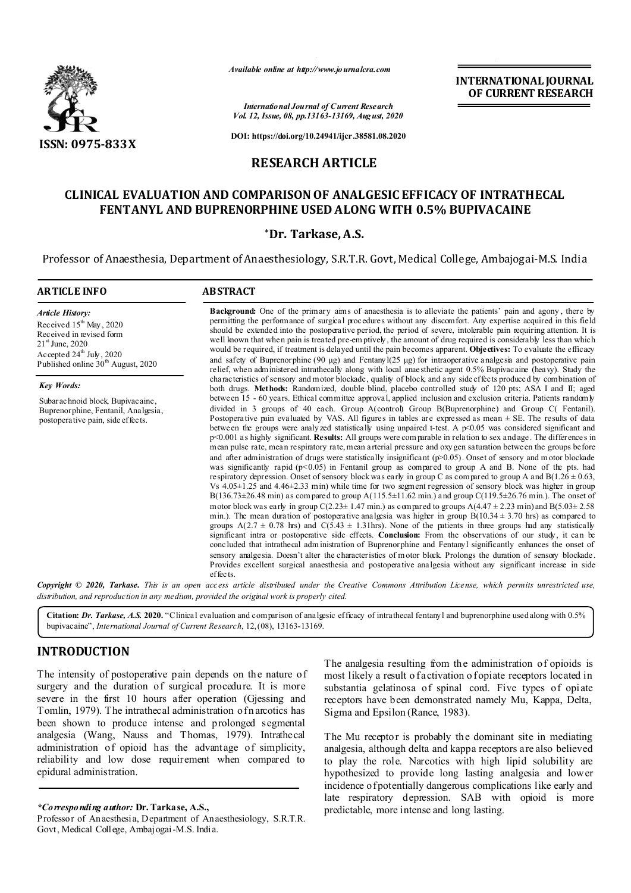Available online at http://www.journalcra.com

International Journal of Current Research
Vol. 12, Issue, 08, pp.13163-13169, August, 2020

DOI: https://doi.org/10.24941/ijcr.38581.08.2020

**INTERNATIONAL JOURNAL OF CURRENT RESEARCH**

ISSN: 0975-833X

## RESEARCH ARTICLE

# CLINICAL EVALUATION AND COMPARISON OF ANALGESIC EFFICACY OF INTRATHECAL FENTANYL AND BUPRENORPHINE USED ALONG WITH 0.5% BUPIVACAINE

**\*Dr. Tarkase, A.S.**

Professor of Anaesthesia, Department of Anaesthesiology, S.R.T.R. Govt, Medical College, Ambajogai-M.S. India

### ARTICLE INFO

*Article History:*
Received 15th May, 2020
Received in revised form 21st June, 2020
Accepted 24th July, 2020
Published online 30th August, 2020

*Key Words:*
Subarachnoid block, Bupivacaine, Buprenorphine, Fentanil, Analgesia, postoperative pain, side effects.

### ABSTRACT

**Background:** One of the primary aims of anaesthesia is to alleviate the patients' pain and agony, there by permitting the performance of surgical procedures without any discomfort. Any expertise acquired in this field should be extended into the postoperative period, the period of severe, intolerable pain requiring attention. It is well known that when pain is treated pre-emptively, the amount of drug required is considerably less than which would be required, if treatment is delayed until the pain becomes apparent. **Objectives:** To evaluate the efficacy and safety of Buprenorphine (90 µg) and Fentanyl(25 µg) for intraoperative analgesia and postoperative pain relief, when administered intrathecally along with local anaesthetic agent 0.5% Bupivacaine (heavy). Study the characteristics of sensory and motor blockade, quality of block, and any side effects produced by combination of both drugs. **Methods:** Randomized, double blind, placebo controlled study of 120 pts; ASA I and II; aged between 15 - 60 years. Ethical committee approval, applied inclusion and exclusion criteria. Patients randomly divided in 3 groups of 40 each. Group A(control) Group B(Buprenorphine) and Group C( Fentanil). Postoperative pain evaluated by VAS. All figures in tables are expressed as mean ± SE. The results of data between the groups were analyzed statistically using unpaired t-test. A $p<0.05$ was considered significant and $p<0.001$ as highly significant. **Results:** All groups were comparable in relation to sex and age. The differences in mean pulse rate, mean respiratory rate, mean arterial pressure and oxygen saturation between the groups before and after administration of drugs were statistically insignificant ($p>0.05$). Onset of sensory and motor blockade was significantly rapid ($p<0.05$) in Fentanil group as compared to group A and B. None of the pts. had respiratory depression. Onset of sensory block was early in group C as compared to group A and B(1.26 ± 0.63, Vs 4.05±1.25 and 4.46±2.33 min) while time for two segment regression of sensory block was higher in group B(136.73±26.48 min) as compared to group A(115.5±11.62 min.) and group C(119.5±26.76 min.). The onset of motor block was early in group C(2.23± 1.47 min.) as compared to groups A(4.47 ± 2.23 min) and B(5.03± 2.58 min.). The mean duration of postoperative analgesia was higher in group B(10.34 ± 3.70 hrs) as compared to groups A(2.7 ± 0.78 hrs) and C(5.43 ± 1.31hrs). None of the patients in three groups had any statistically significant intra or postoperative side effects. **Conclusion:** From the observations of our study, it can be concluded that intrathecal administration of Buprenorphine and Fentanyl significantly enhances the onset of sensory analgesia. Doesn't alter the characteristics of motor block. Prolongs the duration of sensory blockade. Provides excellent surgical anaesthesia and postoperative analgesia without any significant increase in side effects.

*Copyright © 2020, Tarkase. This is an open access article distributed under the Creative Commons Attribution License, which permits unrestricted use, distribution, and reproduction in any medium, provided the original work is properly cited.*

**Citation:** *Dr. Tarkase, A.S.* **2020.** "Clinical evaluation and comparison of analgesic efficacy of intrathecal fentanyl and buprenorphine used along with 0.5% bupivacaine", *International Journal of Current Research*, 12,(08), 13163-13169.

## INTRODUCTION

The intensity of postoperative pain depends on the nature of surgery and the duration of surgical procedure. It is more severe in the first 10 hours after operation (Gjessing and Tomlin, 1979). The intrathecal administration of narcotics has been shown to produce intense and prolonged segmental analgesia (Wang, Nauss and Thomas, 1979). Intrathecal administration of opioid has the advantage of simplicity, reliability and low dose requirement when compared to epidural administration.

The analgesia resulting from the administration of opioids is most likely a result of activation of opiate receptors located in substantia gelatinosa of spinal cord. Five types of opiate receptors have been demonstrated namely Mu, Kappa, Delta, Sigma and Epsilon (Rance, 1983).

The Mu receptor is probably the dominant site in mediating analgesia, although delta and kappa receptors are also believed to play the role. Narcotics with high lipid solubility are hypothesized to provide long lasting analgesia and lower incidence of potentially dangerous complications like early and late respiratory depression. SAB with opioid is more predictable, more intense and long lasting.

*\*Corresponding author:* **Dr. Tarkase, A.S.,**
Professor of Anaesthesia, Department of Anaesthesiology, S.R.T.R. Govt, Medical College, Ambajogai-M.S. India.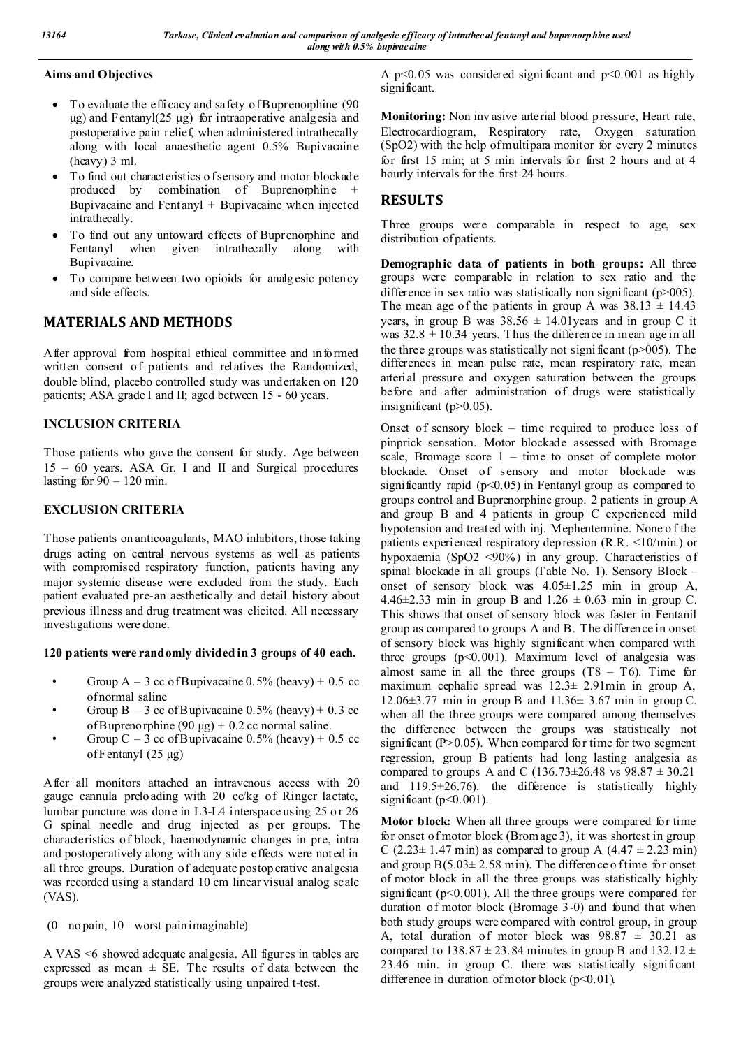### Aims and Objectives

- To evaluate the efficacy and safety of Buprenorphine (90 μg) and Fentanyl(25 μg) for intraoperative analgesia and postoperative pain relief, when administered intrathecally along with local anaesthetic agent 0.5% Bupivacaine (heavy) 3 ml.
- To find out characteristics of sensory and motor blockade produced by combination of Buprenorphine + Bupivacaine and Fentanyl + Bupivacaine when injected intrathecally.
- To find out any untoward effects of Buprenorphine and Fentanyl when given intrathecally along with Bupivacaine.
- To compare between two opioids for analgesic potency and side effects.

## MATERIALS AND METHODS

After approval from hospital ethical committee and informed written consent of patients and relatives the Randomized, double blind, placebo controlled study was undertaken on 120 patients; ASA grade I and II; aged between 15 - 60 years.

### INCLUSION CRITERIA

Those patients who gave the consent for study. Age between 15 – 60 years. ASA Gr. I and II and Surgical procedures lasting for 90 – 120 min.

### EXCLUSION CRITERIA

Those patients on anticoagulants, MAO inhibitors, those taking drugs acting on central nervous systems as well as patients with compromised respiratory function, patients having any major systemic disease were excluded from the study. Each patient evaluated pre-anaesthetically and detail history about previous illness and drug treatment was elicited. All necessary investigations were done.

**120 patients were randomly divided in 3 groups of 40 each.**

- Group A – 3 cc of Bupivacaine 0.5% (heavy) + 0.5 cc of normal saline
- Group B – 3 cc of Bupivacaine 0.5% (heavy) + 0.3 cc of Buprenorphine (90 μg) + 0.2 cc normal saline.
- Group C – 3 cc of Bupivacaine 0.5% (heavy) + 0.5 cc of Fentanyl (25 μg)

After all monitors attached an intravenous access with 20 gauge cannula preloading with 20 cc/kg of Ringer lactate, lumbar puncture was done in L3-L4 interspace using 25 or 26 G spinal needle and drug injected as per groups. The characteristics of block, haemodynamic changes in pre, intra and postoperatively along with any side effects were noted in all three groups. Duration of adequate postoperative analgesia was recorded using a standard 10 cm linear visual analog scale (VAS).

(0= no pain, 10= worst pain imaginable)

A VAS <6 showed adequate analgesia. All figures in tables are expressed as mean ± SE. The results of data between the groups were analyzed statistically using unpaired t-test.

A $p<0.05$ was considered significant and $p<0.001$ as highly significant.

**Monitoring:** Non invasive arterial blood pressure, Heart rate, Electrocardiogram, Respiratory rate, Oxygen saturation ($SpO_2$) with the help of multipara monitor for every 2 minutes for first 15 min; at 5 min intervals for first 2 hours and at 4 hourly intervals for the first 24 hours.

## RESULTS

Three groups were comparable in respect to age, sex distribution of patients.

**Demographic data of patients in both groups:** All three groups were comparable in relation to sex ratio and the difference in sex ratio was statistically non significant (p>005). The mean age of the patients in group A was 38.13 ± 14.43 years, in group B was 38.56 ± 14.01years and in group C it was 32.8 ± 10.34 years. Thus the difference in mean age in all the three groups was statistically not significant (p>005). The differences in mean pulse rate, mean respiratory rate, mean arterial pressure and oxygen saturation between the groups before and after administration of drugs were statistically insignificant ($p>0.05$).

Onset of sensory block – time required to produce loss of pinprick sensation. Motor blockade assessed with Bromage scale, Bromage score 1 – time to onset of complete motor blockade. Onset of sensory and motor blockade was significantly rapid ($p<0.05$) in Fentanyl group as compared to groups control and Buprenorphine group. 2 patients in group A and group B and 4 patients in group C experienced mild hypotension and treated with inj. Mephentermine. None of the patients experienced respiratory depression (R.R. <10/min.) or hypoxaemia ($SpO_2$ <90%) in any group. Characteristics of spinal blockade in all groups (Table No. 1). Sensory Block – onset of sensory block was 4.05±1.25 min in group A, 4.46±2.33 min in group B and 1.26 ± 0.63 min in group C. This shows that onset of sensory block was faster in Fentanil group as compared to groups A and B. The difference in onset of sensory block was highly significant when compared with three groups ($p<0.001$). Maximum level of analgesia was almost same in all the three groups (T8 – T6). Time for maximum cephalic spread was 12.3± 2.91min in group A, 12.06±3.77 min in group B and 11.36± 3.67 min in group C. when all the three groups were compared among themselves the difference between the groups was statistically not significant ($P>0.05$). When compared for time for two segment regression, group B patients had long lasting analgesia as compared to groups A and C (136.73±26.48 vs 98.87 ± 30.21 and 119.5±26.76). the difference is statistically highly significant ($p<0.001$).

**Motor block:** When all three groups were compared for time for onset of motor block (Bromage 3), it was shortest in group C (2.23± 1.47 min) as compared to group A (4.47 ± 2.23 min) and group B(5.03± 2.58 min). The difference of time for onset of motor block in all the three groups was statistically highly significant ($p<0.001$). All the three groups were compared for duration of motor block (Bromage 3-0) and found that when both study groups were compared with control group, in group A, total duration of motor block was 98.87 ± 30.21 as compared to 138.87 ± 23.84 minutes in group B and 132.12 ± 23.46 min. in group C. there was statistically significant difference in duration of motor block ($p<0.01$).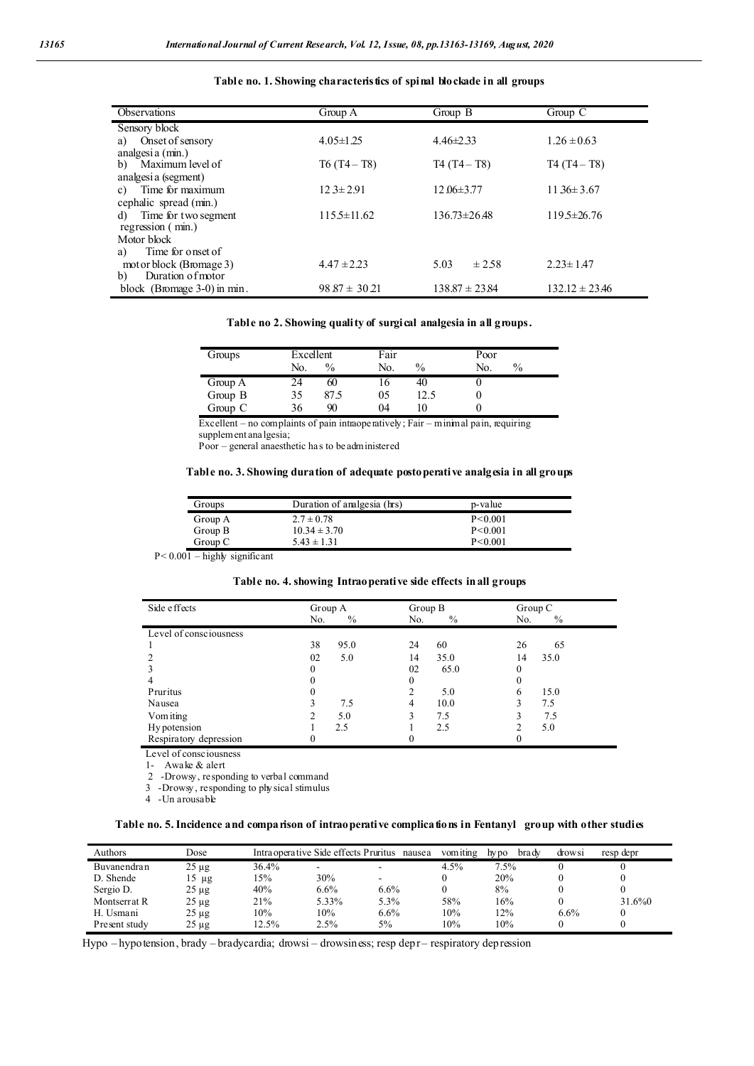**Table no. 1. Showing characteristics of spinal blockade in all groups**

| Observations | Group A | Group B | Group C |
|---|---|---|---|
| Sensory block | | | |
| a) Onset of sensory analgesia (min.) | 4.05±1.25 | 4.46±2.33 | 1.26 ± 0.63 |
| b) Maximum level of analgesia (segment) | T6 (T4 – T8) | T4 (T4 – T8) | T4 (T4 – T8) |
| c) Time for maximum cephalic spread (min.) | 12.3± 2.91 | 12.06±3.77 | 11.36± 3.67 |
| d) Time for two segment regression ( min.) | 115.5±11.62 | 136.73±26.48 | 119.5±26.76 |
| Motor block | | | |
| a) Time for onset of motor block (Bromage 3) | 4.47 ± 2.23 | 5.03 ± 2.58 | 2.23± 1.47 |
| b) Duration of motor block (Bromage 3-0) in min. | 98.87 ± 30.21 | 138.87 ± 23.84 | 132.12 ± 23.46 |

**Table no 2. Showing quality of surgical analgesia in all groups.**

| Groups | Excellent | | Fair | | Poor | |
|---|---|---|---|---|---|---|
| | No. | % | No. | % | No. | % |
| Group A | 24 | 60 | 16 | 40 | 0 | |
| Group B | 35 | 87.5 | 05 | 12.5 | 0 | |
| Group C | 36 | 90 | 04 | 10 | 0 | |

Excellent – no complaints of pain intraoperatively; Fair – minimal pain, requiring supplement analgesia;
Poor – general anaesthetic has to be administered

**Table no. 3. Showing duration of adequate postoperative analgesia in all groups**

| Groups | Duration of analgesia (hrs) | p-value |
|---|---|---|
| Group A | 2.7 ± 0.78 | P<0.001 |
| Group B | 10.34 ± 3.70 | P<0.001 |
| Group C | 5.43 ± 1.31 | P<0.001 |

P< 0.001 – highly significant

**Table no. 4. showing Intraoperative side effects in all groups**

| Side effects | Group A | | Group B | | Group C | |
|---|---|---|---|---|---|---|
| | No. | % | No. | % | No. | % |
| Level of consciousness | | | | | | |
| 1 | 38 | 95.0 | 24 | 60 | 26 | 65 |
| 2 | 02 | 5.0 | 14 | 35.0 | 14 | 35.0 |
| 3 | 0 | | 02 | 65.0 | 0 | |
| 4 | 0 | | 0 | | 0 | |
| Pruritus | 0 | | 2 | 5.0 | 6 | 15.0 |
| Nausea | 3 | 7.5 | 4 | 10.0 | 3 | 7.5 |
| Vomiting | 2 | 5.0 | 3 | 7.5 | 3 | 7.5 |
| Hypotension | 1 | 2.5 | 1 | 2.5 | 2 | 5.0 |
| Respiratory depression | 0 | | 0 | | 0 | |

Level of consciousness
1- Awake & alert
2 -Drowsy, responding to verbal command
3 -Drowsy, responding to physical stimulus
4 -Un arousable

**Table no. 5. Incidence and comparison of intraoperative complications in Fentanyl group with other studies**

| Authors | Dose | Intraoperative Side effects Pruritus | nausea | vomiting | hypo | brady | drowsi | resp depr |
|---|---|---|---|---|---|---|---|---|
| Buvanendran | 25 µg | 36.4% | - | - | 4.5% | 7.5% | 0 | 0 |
| D. Shende | 15 µg | 15% | 30% | - | 0 | 20% | 0 | 0 |
| Sergio D. | 25 µg | 40% | 6.6% | 6.6% | 0 | 8% | 0 | 0 |
| Montserrat R | 25 µg | 21% | 5.33% | 5.3% | 58% | 16% | 0 | 31.6%0 |
| H. Usmani | 25 µg | 10% | 10% | 6.6% | 10% | 12% | 6.6% | 0 |
| Present study | 25 µg | 12.5% | 2.5% | 5% | 10% | 10% | 0 | 0 |

Hypo – hypotension, brady – bradycardia; drowsi – drowsiness; resp depr – respiratory depression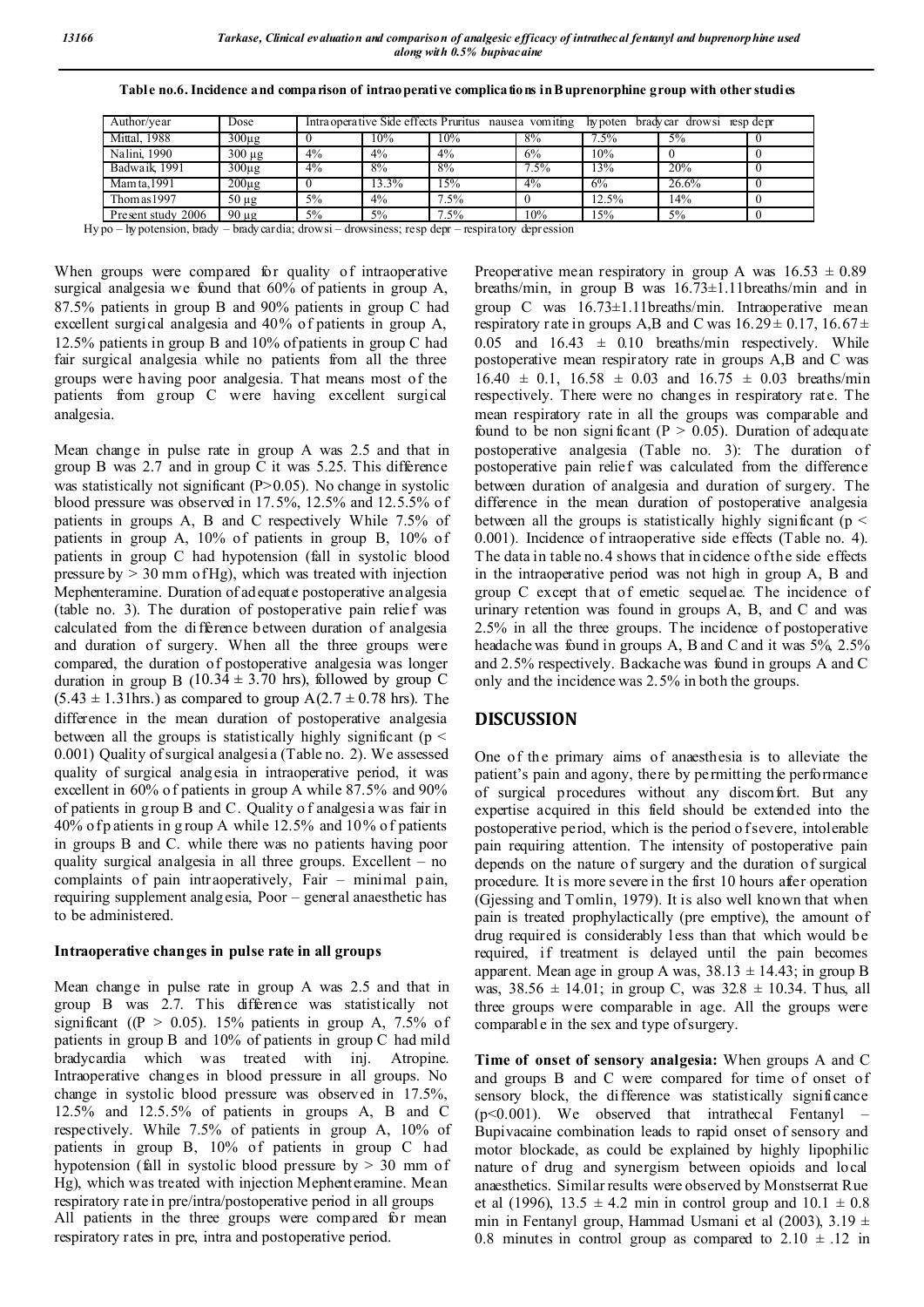**Table no.6. Incidence and comparison of intraoperative complications in Buprenorphine group with other studies**

| Author/year | Dose | Intraoperative Side effects Pruritus | nausea | vomiting | hypoten | bradycar | drowsi | resp depr |
|---|---|---|---|---|---|---|---|---|
| Mittal, 1988 | 300µg | 0 | 10% | 10% | 8% | 7.5% | 5% | 0 |
| Nalini, 1990 | 300 µg | 4% | 4% | 4% | 6% | 10% | 0 | 0 |
| Badwaik, 1991 | 300µg | 4% | 8% | 8% | 7.5% | 13% | 20% | 0 |
| Mamta,1991 | 200µg | 0 | 13.3% | 15% | 4% | 6% | 26.6% | 0 |
| Thomas1997 | 50 µg | 5% | 4% | 7.5% | 0 | 12.5% | 14% | 0 |
| Present study 2006 | 90 µg | 5% | 5% | 7.5% | 10% | 15% | 5% | 0 |

Hypo – hypotension, brady – bradycardia; drowsi – drowsiness; resp depr – respiratory depression

When groups were compared for quality of intraoperative surgical analgesia we found that 60% of patients in group A, 87.5% patients in group B and 90% patients in group C had excellent surgical analgesia and 40% of patients in group A, 12.5% patients in group B and 10% of patients in group C had fair surgical analgesia while no patients from all the three groups were having poor analgesia. That means most of the patients from group C were having excellent surgical analgesia.

Mean change in pulse rate in group A was 2.5 and that in group B was 2.7 and in group C it was 5.25. This difference was statistically not significant (P>0.05). No change in systolic blood pressure was observed in 17.5%, 12.5% and 12.5.5% of patients in groups A, B and C respectively While 7.5% of patients in group A, 10% of patients in group B, 10% of patients in group C had hypotension (fall in systolic blood pressure by > 30 mm of Hg), which was treated with injection Mephenteramine. Duration of adequate postoperative analgesia (table no. 3). The duration of postoperative pain relief was calculated from the difference between duration of analgesia and duration of surgery. When all the three groups were compared, the duration of postoperative analgesia was longer duration in group B ($10.34 \pm 3.70$ hrs), followed by group C ($5.43 \pm 1.31$hrs.) as compared to group A($2.7 \pm 0.78$ hrs). The difference in the mean duration of postoperative analgesia between all the groups is statistically highly significant ($p < 0.001$) Quality of surgical analgesia (Table no. 2). We assessed quality of surgical analgesia in intraoperative period, it was excellent in 60% of patients in group A while 87.5% and 90% of patients in group B and C. Quality of analgesia was fair in 40% of patients in group A while 12.5% and 10% of patients in groups B and C. while there was no patients having poor quality surgical analgesia in all three groups. Excellent – no complaints of pain intraoperatively, Fair – minimal pain, requiring supplement analgesia, Poor – general anaesthetic has to be administered.

### Intraoperative changes in pulse rate in all groups

Mean change in pulse rate in group A was 2.5 and that in group B was 2.7. This difference was statistically not significant (($P > 0.05$). 15% patients in group A, 7.5% of patients in group B and 10% of patients in group C had mild bradycardia which was treated with inj. Atropine. Intraoperative changes in blood pressure in all groups. No change in systolic blood pressure was observed in 17.5%, 12.5% and 12.5.5% of patients in groups A, B and C respectively. While 7.5% of patients in group A, 10% of patients in group B, 10% of patients in group C had hypotension (fall in systolic blood pressure by > 30 mm of Hg), which was treated with injection Mephenteramine. Mean respiratory rate in pre/intra/postoperative period in all groups All patients in the three groups were compared for mean respiratory rates in pre, intra and postoperative period.

Preoperative mean respiratory in group A was $16.53 \pm 0.89$ breaths/min, in group B was $16.73 \pm 1.11$breaths/min and in group C was $16.73 \pm 1.11$breaths/min. Intraoperative mean respiratory rate in groups A,B and C was $16.29 \pm 0.17$, $16.67 \pm 0.05$ and $16.43 \pm 0.10$ breaths/min respectively. While postoperative mean respiratory rate in groups A,B and C was $16.40 \pm 0.1$, $16.58 \pm 0.03$ and $16.75 \pm 0.03$ breaths/min respectively. There were no changes in respiratory rate. The mean respiratory rate in all the groups was comparable and found to be non significant ($P > 0.05$). Duration of adequate postoperative analgesia (Table no. 3): The duration of postoperative pain relief was calculated from the difference between duration of analgesia and duration of surgery. The difference in the mean duration of postoperative analgesia between all the groups is statistically highly significant ($p < 0.001$). Incidence of intraoperative side effects (Table no. 4). The data in table no.4 shows that incidence of the side effects in the intraoperative period was not high in group A, B and group C except that of emetic sequelae. The incidence of urinary retention was found in groups A, B, and C and was 2.5% in all the three groups. The incidence of postoperative headache was found in groups A, B and C and it was 5%, 2.5% and 2.5% respectively. Backache was found in groups A and C only and the incidence was 2.5% in both the groups.

## DISCUSSION

One of the primary aims of anaesthesia is to alleviate the patient's pain and agony, there by permitting the performance of surgical procedures without any discomfort. But any expertise acquired in this field should be extended into the postoperative period, which is the period of severe, intolerable pain requiring attention. The intensity of postoperative pain depends on the nature of surgery and the duration of surgical procedure. It is more severe in the first 10 hours after operation (Gjessing and Tomlin, 1979). It is also well known that when pain is treated prophylactically (pre emptive), the amount of drug required is considerably less than that which would be required, if treatment is delayed until the pain becomes apparent. Mean age in group A was, $38.13 \pm 14.43$; in group B was, $38.56 \pm 14.01$; in group C, was $32.8 \pm 10.34$. Thus, all three groups were comparable in age. All the groups were comparable in the sex and type of surgery.

**Time of onset of sensory analgesia:** When groups A and C and groups B and C were compared for time of onset of sensory block, the difference was statistically significance ($p<0.001$). We observed that intrathecal Fentanyl – Bupivacaine combination leads to rapid onset of sensory and motor blockade, as could be explained by highly lipophilic nature of drug and synergism between opioids and local anaesthetics. Similar results were observed by Monstserrat Rue et al (1996), $13.5 \pm 4.2$ min in control group and $10.1 \pm 0.8$ min in Fentanyl group, Hammad Usmani et al (2003), $3.19 \pm 0.8$ minutes in control group as compared to $2.10 \pm .12$ in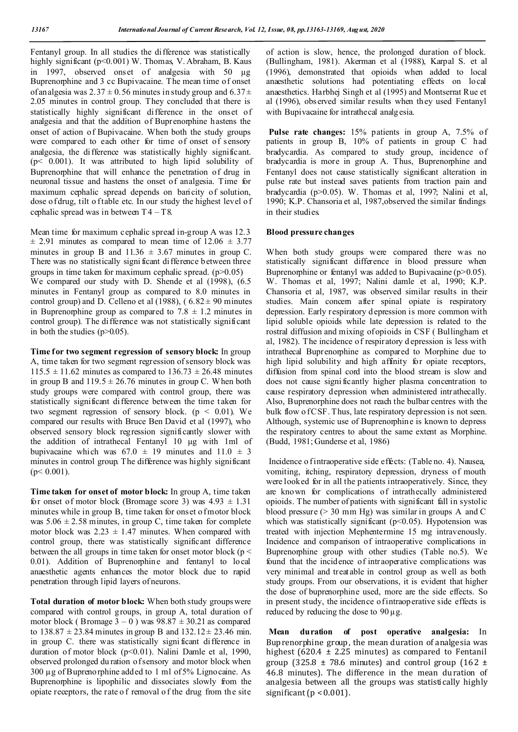Fentanyl group. In all studies the difference was statistically highly significant ($p<0.001$) W. Thomas, V. Abraham, B. Kaus in 1997, observed onset of analgesia with 50 µg Buprenorphine and 3 cc Bupivacaine. The mean time of onset of analgesia was $2.37 \pm 0.56$ minutes in study group and $6.37 \pm 2.05$ minutes in control group. They concluded that there is statistically highly significant difference in the onset of analgesia and that the addition of Buprenorphine hastens the onset of action of Bupivacaine. When both the study groups were compared to each other for time of onset of sensory analgesia, the difference was statistically highly significant. ($p< 0.001$). It was attributed to high lipid solubility of Buprenorphine that will enhance the penetration of drug in neuronal tissue and hastens the onset of analgesia. Time for maximum cephalic spread depends on baricity of solution, dose of drug, tilt of table etc. In our study the highest level of cephalic spread was in between T4 – T8.

Mean time for maximum cephalic spread in-group A was $12.3 \pm 2.91$ minutes as compared to mean time of $12.06 \pm 3.77$ minutes in group B and $11.36 \pm 3.67$ minutes in group C. There was no statistically significant difference between three groups in time taken for maximum cephalic spread. ($p>0.05$) We compared our study with D. Shende et al (1998), (6.5 minutes in Fentanyl group as compared to 8.0 minutes in control group) and D. Celleno et al (1988), ( $6.82 \pm 90$ minutes in Buprenorphine group as compared to $7.8 \pm 1.2$ minutes in control group). The difference was not statistically significant in both the studies ($p>0.05$).

**Time for two segment regression of sensory block:** In group A, time taken for two segment regression of sensory block was $115.5 \pm 11.62$ minutes as compared to $136.73 \pm 26.48$ minutes in group B and $119.5 \pm 26.76$ minutes in group C. When both study groups were compared with control group, there was statistically significant difference between the time taken for two segment regression of sensory block. ($p < 0.01$). We compared our results with Bruce Ben David et al (1997), who observed sensory block regression significantly slower with the addition of intrathecal Fentanyl 10 µg with 1ml of bupivacaine which was $67.0 \pm 19$ minutes and $11.0 \pm 3$ minutes in control group. The difference was highly significant ($p< 0.001$).

**Time taken for onset of motor block:** In group A, time taken for onset of motor block (Bromage score 3) was $4.93 \pm 1.31$ minutes while in group B, time taken for onset of motor block was $5.06 \pm 2.58$ minutes, in group C, time taken for complete motor block was $2.23 \pm 1.47$ minutes. When compared with control group, there was statistically significant difference between the all groups in time taken for onset motor block ($p < 0.01$). Addition of Buprenorphine and fentanyl to local anaesthetic agents enhances the motor block due to rapid penetration through lipid layers of neurons.

**Total duration of motor block:** When both study groups were compared with control groups, in group A, total duration of motor block ( Bromage 3 – 0 ) was $98.87 \pm 30.21$ as compared to $138.87 \pm 23.84$ minutes in group B and $132.12 \pm 23.46$ min. in group C. there was statistically significant difference in duration of motor block ($p<0.01$). Nalini Damle et al, 1990, observed prolonged duration of sensory and motor block when 300 µg of Buprenorphine added to 1 ml of 5% Lignocaine. As Buprenorphine is lipophilic and dissociates slowly from the opiate receptors, the rate of removal of the drug from the site of action is slow, hence, the prolonged duration of block. (Bullingham, 1981). Akerman et al (1988), Karpal S. et al (1996), demonstrated that opioids when added to local anaesthetic solutions had potentiating effects on local anaesthetics. Harbhej Singh et al (1995) and Montserrat Rue et al (1996), observed similar results when they used Fentanyl with Bupivacaine for intrathecal analgesia.

**Pulse rate changes:** 15% patients in group A, 7.5% of patients in group B, 10% of patients in group C had bradycardia. As compared to study group, incidence of bradycardia is more in group A. Thus, Buprenorphine and Fentanyl does not cause statistically significant alteration in pulse rate but instead saves patients from traction pain and bradycardia ($p>0.05$). W. Thomas et al, 1997; Nalini et al, 1990; K.P. Chansoria et al, 1987,observed the similar findings in their studies.

**Blood pressure changes**

When both study groups were compared there was no statistically significant difference in blood pressure when Buprenorphine or fentanyl was added to Bupivacaine ($p>0.05$). W. Thomas et al, 1997; Nalini damle et al, 1990; K.P. Chansoria et al, 1987, was observed similar results in their studies. Main concern after spinal opiate is respiratory depression. Early respiratory depression is more common with lipid soluble opioids while late depression is related to the rostral diffusion and mixing of opioids in CSF ( Bullingham et al, 1982). The incidence of respiratory depression is less with intrathecal Buprenorphine as compared to Morphine due to high lipid solubility and high affinity for opiate receptors, diffusion from spinal cord into the blood stream is slow and does not cause significantly higher plasma concentration to cause respiratory depression when administered intrathecally. Also, Buprenorphine does not reach the bulbar centres with the bulk flow of CSF. Thus, late respiratory depression is not seen. Although, systemic use of Buprenorphine is known to depress the respiratory centres to about the same extent as Morphine. (Budd, 1981; Gunderse et al, 1986)

Incidence of intraoperative side effects: (Table no. 4). Nausea, vomiting, itching, respiratory depression, dryness of mouth were looked for in all the patients intraoperatively. Since, they are known for complications of intrathecally administered opioids. The number of patients with significant fall in systolic blood pressure (> 30 mm Hg) was similar in groups A and C which was statistically significant ($p<0.05$). Hypotension was treated with injection Mephentermine 15 mg intravenously. Incidence and comparison of intraoperative complications in Buprenorphine group with other studies (Table no.5). We found that the incidence of intraoperative complications was very minimal and treatable in control group as well as both study groups. From our observations, it is evident that higher the dose of buprenorphine used, more are the side effects. So in present study, the incidence of intraoperative side effects is reduced by reducing the dose to 90 µg.

**Mean duration of post operative analgesia:** In Buprenorphine group, the mean duration of analgesia was highest ($620.4 \pm 2.25$ minutes) as compared to Fentanil group ($325.8 \pm 78.6$ minutes) and control group ($162 \pm 46.8$ minutes). The difference in the mean duration of analgesia between all the groups was statistically highly significant ($p < 0.001$).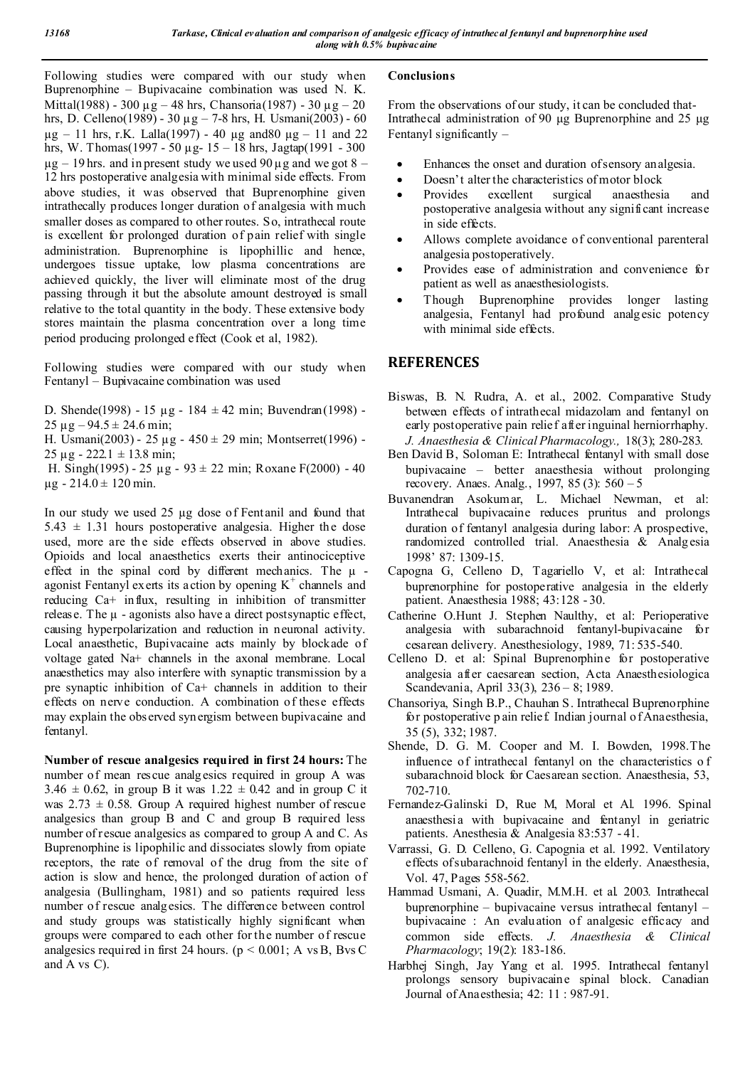Following studies were compared with our study when Buprenorphine – Bupivacaine combination was used N. K. Mittal(1988) - 300 µg – 48 hrs, Chansoria(1987) - 30 µg – 20 hrs, D. Celleno(1989) - 30 µg – 7-8 hrs, H. Usmani(2003) - 60 µg – 11 hrs, r.K. Lalla(1997) - 40 µg and80 µg – 11 and 22 hrs, W. Thomas(1997 - 50 µg- 15 – 18 hrs, Jagtap(1991 - 300 µg – 19 hrs. and in present study we used 90 µg and we got 8 – 12 hrs postoperative analgesia with minimal side effects. From above studies, it was observed that Buprenorphine given intrathecally produces longer duration of analgesia with much smaller doses as compared to other routes. So, intrathecal route is excellent for prolonged duration of pain relief with single administration. Buprenorphine is lipophillic and hence, undergoes tissue uptake, low plasma concentrations are achieved quickly, the liver will eliminate most of the drug passing through it but the absolute amount destroyed is small relative to the total quantity in the body. These extensive body stores maintain the plasma concentration over a long time period producing prolonged effect (Cook et al, 1982).

Following studies were compared with our study when Fentanyl – Bupivacaine combination was used

D. Shende(1998) - 15 µg - 184 ± 42 min; Buvendran(1998) - 25 µg – 94.5 ± 24.6 min;
H. Usmani(2003) - 25 µg - 450 ± 29 min; Montserret(1996) - 25 µg - 222.1 ± 13.8 min;
H. Singh(1995) - 25 µg - 93 ± 22 min; Roxane F(2000) - 40 µg - 214.0 ± 120 min.

In our study we used 25 µg dose of Fentanil and found that 5.43 ± 1.31 hours postoperative analgesia. Higher the dose used, more are the side effects observed in above studies. Opioids and local anaesthetics exerts their antinociceptive effect in the spinal cord by different mechanics. The µ - agonist Fentanyl exerts its action by opening $K^+$ channels and reducing Ca+ influx, resulting in inhibition of transmitter release. The µ - agonists also have a direct postsynaptic effect, causing hyperpolarization and reduction in neuronal activity. Local anaesthetic, Bupivacaine acts mainly by blockade of voltage gated Na+ channels in the axonal membrane. Local anaesthetics may also interfere with synaptic transmission by a pre synaptic inhibition of Ca+ channels in addition to their effects on nerve conduction. A combination of these effects may explain the observed synergism between bupivacaine and fentanyl.

**Number of rescue analgesics required in first 24 hours:** The number of mean rescue analgesics required in group A was 3.46 ± 0.62, in group B it was 1.22 ± 0.42 and in group C it was 2.73 ± 0.58. Group A required highest number of rescue analgesics than group B and C and group B required less number of rescue analgesics as compared to group A and C. As Buprenorphine is lipophilic and dissociates slowly from opiate receptors, the rate of removal of the drug from the site of action is slow and hence, the prolonged duration of action of analgesia (Bullingham, 1981) and so patients required less number of rescue analgesics. The difference between control and study groups was statistically highly significant when groups were compared to each other for the number of rescue analgesics required in first 24 hours. ($p < 0.001$; A vs B, Bvs C and A vs C).

## Conclusions

From the observations of our study, it can be concluded that- Intrathecal administration of 90 µg Buprenorphine and 25 µg Fentanyl significantly –

- Enhances the onset and duration of sensory analgesia.
- Doesn't alter the characteristics of motor block
- Provides excellent surgical anaesthesia and postoperative analgesia without any significant increase in side effects.
- Allows complete avoidance of conventional parenteral analgesia postoperatively.
- Provides ease of administration and convenience for patient as well as anaesthesiologists.
- Though Buprenorphine provides longer lasting analgesia, Fentanyl had profound analgesic potency with minimal side effects.

## REFERENCES

Biswas, B. N. Rudra, A. et al., 2002. Comparative Study between effects of intrathecal midazolam and fentanyl on early postoperative pain relief after inguinal herniorrhaphy. *J. Anaesthesia & Clinical Pharmacology.,* 18(3); 280-283.

Ben David B, Soloman E: Intrathecal fentanyl with small dose bupivacaine – better anaesthesia without prolonging recovery. Anaes. Analg., 1997, 85 (3): 560 – 5

Buvanendran Asokumar, L. Michael Newman, et al: Intrathecal bupivacaine reduces pruritus and prolongs duration of fentanyl analgesia during labor: A prospective, randomized controlled trial. Anaesthesia & Analgesia 1998' 87: 1309-15.

Capogna G, Celleno D, Tagariello V, et al: Intrathecal buprenorphine for postoperative analgesia in the elderly patient. Anaesthesia 1988; 43:128 - 30.

Catherine O.Hunt J. Stephen Naulthy, et al: Perioperative analgesia with subarachnoid fentanyl-bupivacaine for cesarean delivery. Anesthesiology, 1989, 71: 535-540.

Celleno D. et al: Spinal Buprenorphine for postoperative analgesia after caesarean section, Acta Anaesthesiologica Scandevania, April 33(3), 236 – 8; 1989.

Chansoriya, Singh B.P., Chauhan S. Intrathecal Buprenorphine for postoperative pain relief. Indian journal of Anaesthesia, 35 (5), 332; 1987.

Shende, D. G. M. Cooper and M. I. Bowden, 1998.The influence of intrathecal fentanyl on the characteristics of subarachnoid block for Caesarean section. Anaesthesia, 53, 702-710.

Fernandez-Galinski D, Rue M, Moral et Al. 1996. Spinal anaesthesia with bupivacaine and fentanyl in geriatric patients. Anesthesia & Analgesia 83:537 - 41.

Varrassi, G. D. Celleno, G. Capognia et al. 1992. Ventilatory effects of subarachnoid fentanyl in the elderly. Anaesthesia, Vol. 47, Pages 558-562.

Hammad Usmani, A. Quadir, M.M.H. et al. 2003. Intrathecal buprenorphine – bupivacaine versus intrathecal fentanyl – bupivacaine : An evaluation of analgesic efficacy and common side effects. *J. Anaesthesia & Clinical Pharmacology*; 19(2): 183-186.

Harbhej Singh, Jay Yang et al. 1995. Intrathecal fentanyl prolongs sensory bupivacaine spinal block. Canadian Journal of Anaesthesia; 42: 11 : 987-91.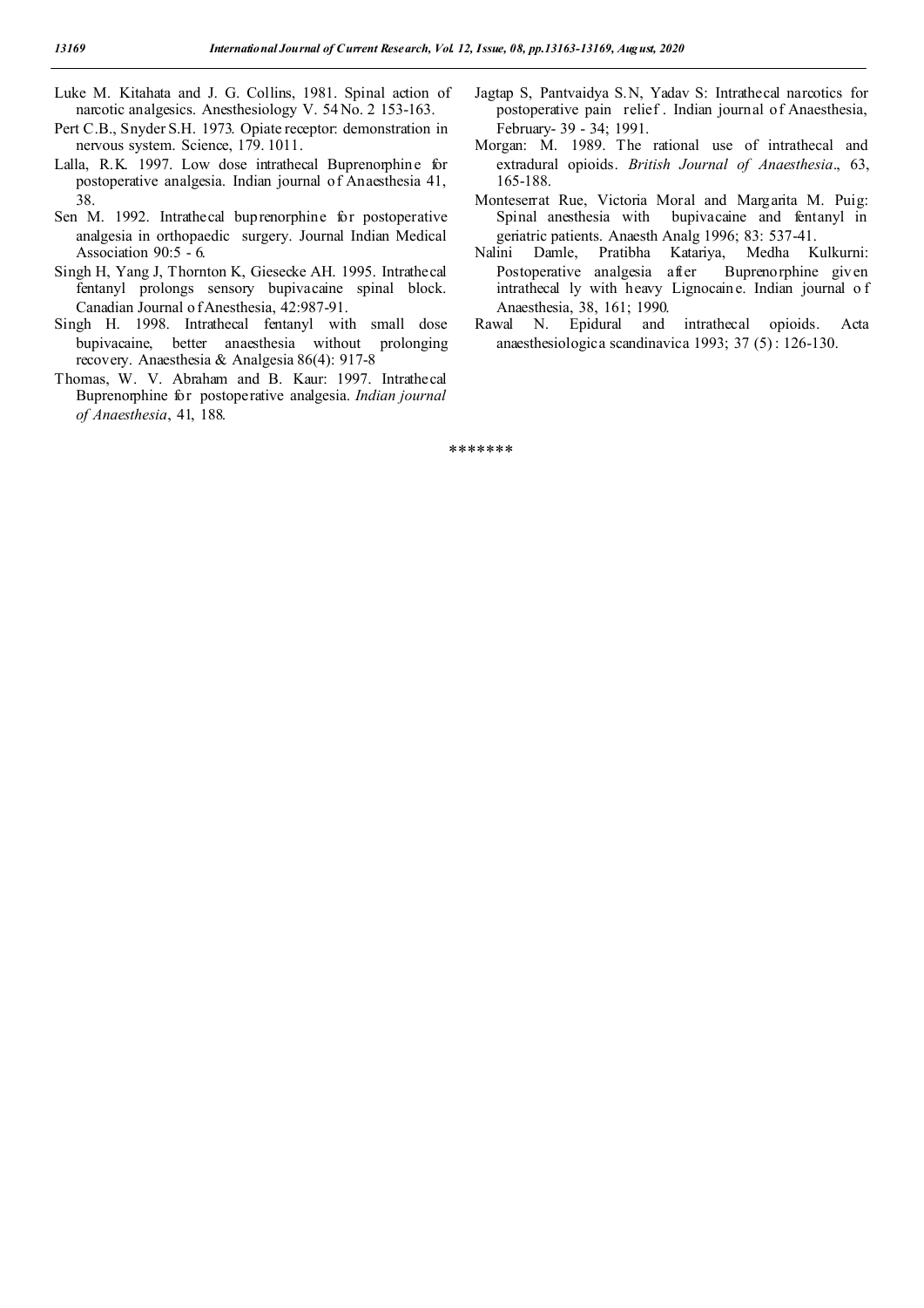Luke M. Kitahata and J. G. Collins, 1981. Spinal action of narcotic analgesics. Anesthesiology V. 54 No. 2 153-163.

Pert C.B., Snyder S.H. 1973. Opiate receptor: demonstration in nervous system. Science, 179. 1011.

Lalla, R.K. 1997. Low dose intrathecal Buprenorphine for postoperative analgesia. Indian journal of Anaesthesia 41, 38.

Sen M. 1992. Intrathecal buprenorphine for postoperative analgesia in orthopaedic surgery. Journal Indian Medical Association 90:5 - 6.

Singh H, Yang J, Thornton K, Giesecke AH. 1995. Intrathecal fentanyl prolongs sensory bupivacaine spinal block. Canadian Journal of Anesthesia, 42:987-91.

Singh H. 1998. Intrathecal fentanyl with small dose bupivacaine, better anaesthesia without prolonging recovery. Anaesthesia & Analgesia 86(4): 917-8

Thomas, W. V. Abraham and B. Kaur: 1997. Intrathecal Buprenorphine for postoperative analgesia. *Indian journal of Anaesthesia*, 41, 188.

Jagtap S, Pantvaidya S.N, Yadav S: Intrathecal narcotics for postoperative pain relief . Indian journal of Anaesthesia, February- 39 - 34; 1991.

Morgan: M. 1989. The rational use of intrathecal and extradural opioids. *British Journal of Anaesthesia*., 63, 165-188.

Monteserrat Rue, Victoria Moral and Margarita M. Puig: Spinal anesthesia with bupivacaine and fentanyl in geriatric patients. Anaesth Analg 1996; 83: 537-41.

Nalini Damle, Pratibha Katariya, Medha Kulkurni: Postoperative analgesia after Buprenorphine given intrathecal ly with heavy Lignocaine. Indian journal of Anaesthesia, 38, 161; 1990.

Rawal N. Epidural and intrathecal opioids. Acta anaesthesiologica scandinavica 1993; 37 (5) : 126-130.

\*\*\*\*\*\*\*